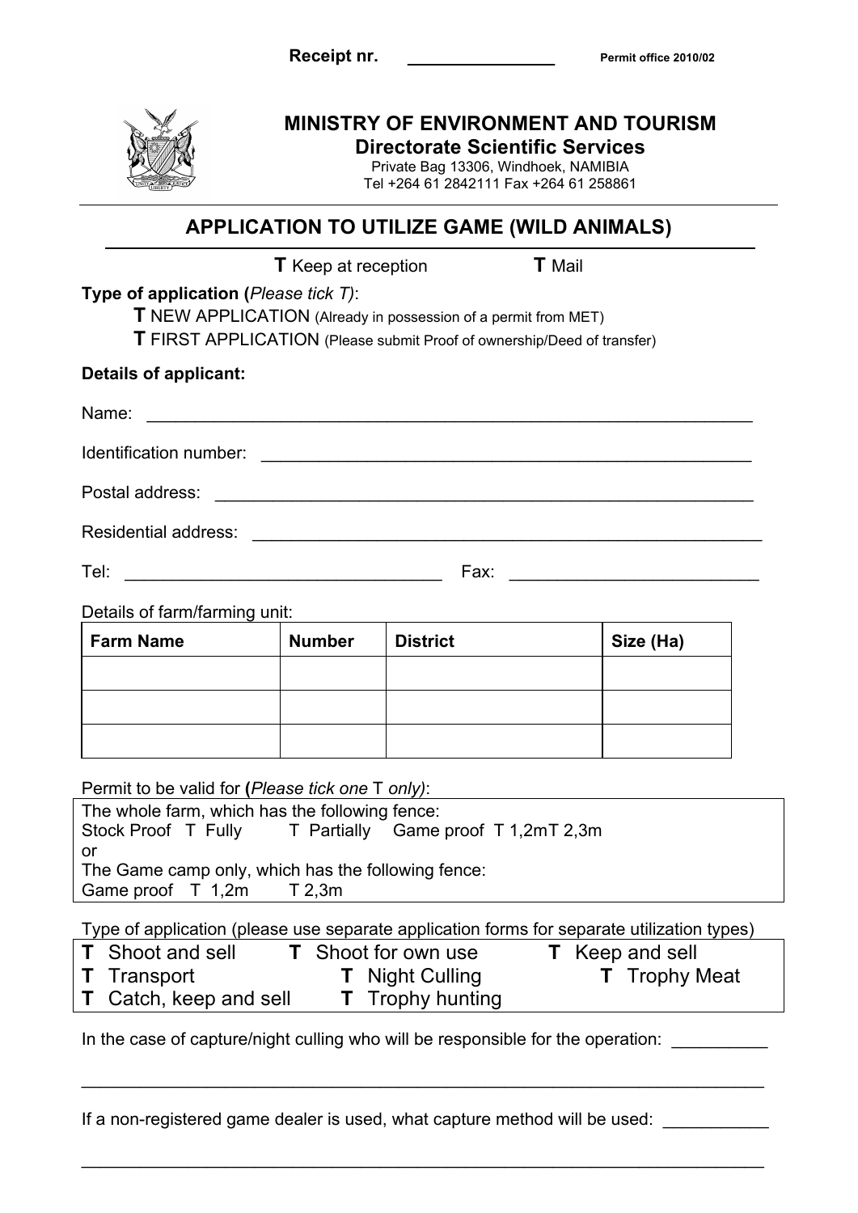Receipt nr. _______________ Permit office 2010/02

**MINISTRY OF ENVIRONMENT AND TOURISM**
**Directorate Scientific Services**
Private Bag 13306, Windhoek, NAMIBIA
Tel +264 61 2842111 Fax +264 61 258861

## APPLICATION TO UTILIZE GAME (WILD ANIMALS)

**T** Keep at reception **T** Mail

**Type of application (*Please tick T*):**

**T** NEW APPLICATION (Already in possession of a permit from MET)
**T** FIRST APPLICATION (Please submit Proof of ownership/Deed of transfer)

**Details of applicant:**

Name: _______________________________________________________________

Identification number: ___________________________________________________

Postal address: _________________________________________________________

Residential address: _____________________________________________________

Tel: ________________________________ Fax: _________________________

Details of farm/farming unit:

| Farm Name | Number | District | Size (Ha) |
|---|---|---|---|
| | | | |
| | | | |
| | | | |

Permit to be valid for (*Please tick one* T *only)*:

The whole farm, which has the following fence:
Stock Proof T Fully T Partially Game proof T 1,2m T 2,3m
or
The Game camp only, which has the following fence:
Game proof T 1,2m T 2,3m

Type of application (please use separate application forms for separate utilization types)

**T** Shoot and sell **T** Shoot for own use **T** Keep and sell
**T** Transport **T** Night Culling **T** Trophy Meat
**T** Catch, keep and sell **T** Trophy hunting

In the case of capture/night culling who will be responsible for the operation: __________

_____________________________________________________________________

If a non-registered game dealer is used, what capture method will be used: ___________

_____________________________________________________________________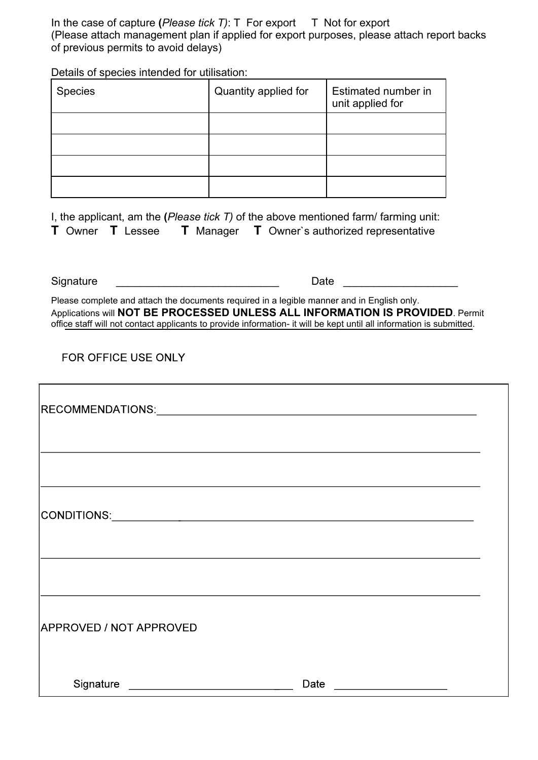In the case of capture (*Please tick T)*: T For export T Not for export
(Please attach management plan if applied for export purposes, please attach report backs of previous permits to avoid delays)

Details of species intended for utilisation:

| Species | Quantity applied for | Estimated number in unit applied for |
|---|---|---|
| | | |
| | | |
| | | |
| | | |

I, the applicant, am the (*Please tick T)* of the above mentioned farm/ farming unit:
**T** Owner **T** Lessee **T** Manager **T** Owner`s authorized representative

Signature ___________________________ Date ___________________

Please complete and attach the documents required in a legible manner and in English only.
Applications will **NOT BE PROCESSED UNLESS ALL INFORMATION IS PROVIDED**. Permit office staff will not contact applicants to provide information- it will be kept until all information is submitted.

FOR OFFICE USE ONLY

RECOMMENDATIONS:_______________________________________________________

_________________________________________________________________________

_________________________________________________________________________

CONDITIONS:______________________________________________________________

_________________________________________________________________________

_________________________________________________________________________

APPROVED / NOT APPROVED

Signature ___________________________ Date ___________________